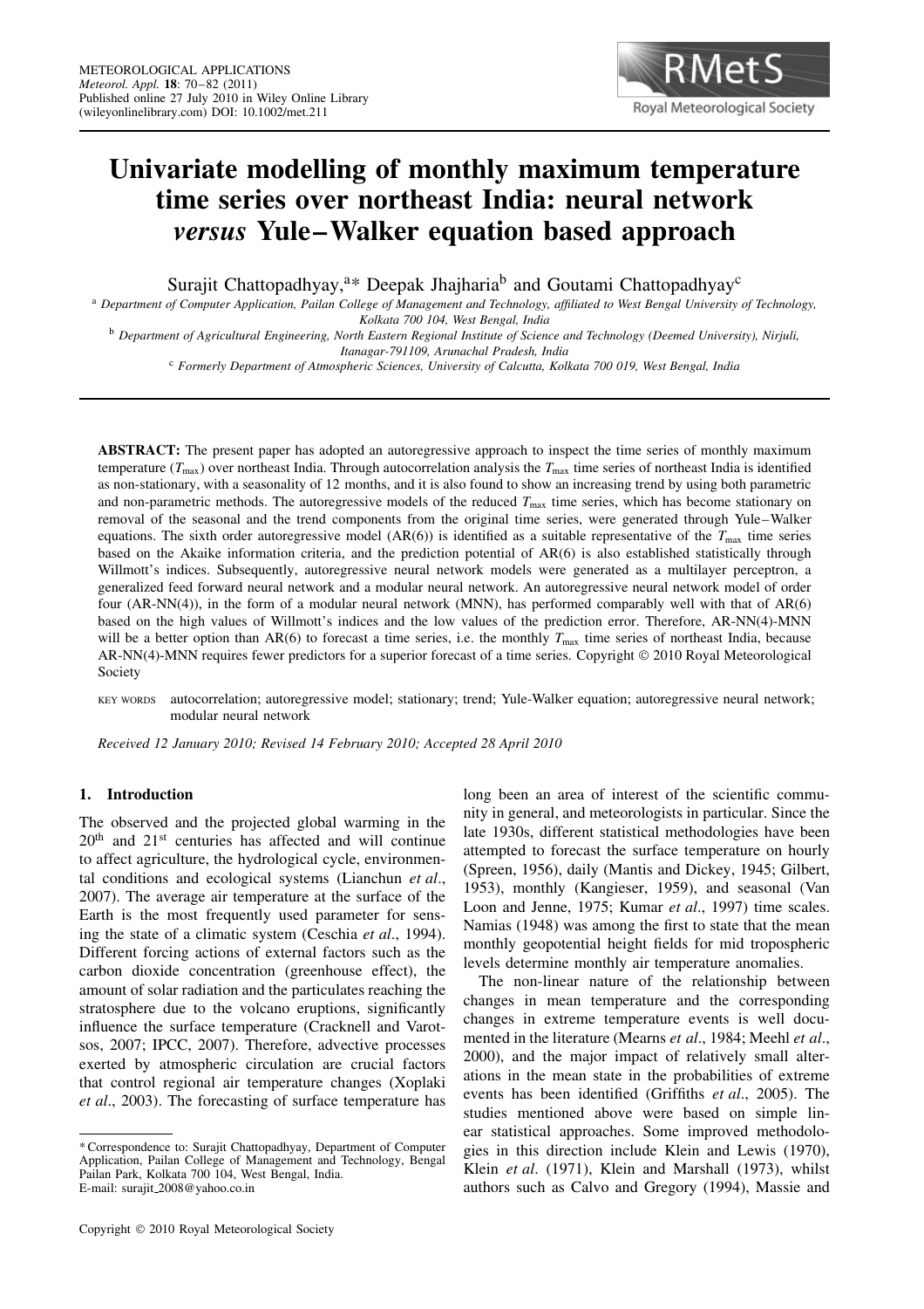# Univariate modelling of monthly maximum temperature time series over northeast India: neural network *versus* Yule–Walker equation based approach

Surajit Chattopadhyay,[a]* Deepak Jhajharia[b] and Goutami Chattopadhyay[c]

[a] *Department of Computer Application, Pailan College of Management and Technology, affiliated to West Bengal University of Technology, Kolkata 700 104, West Bengal, India*

[b] *Department of Agricultural Engineering, North Eastern Regional Institute of Science and Technology (Deemed University), Nirjuli, Itanagar-791109, Arunachal Pradesh, India*

[c] *Formerly Department of Atmospheric Sciences, University of Calcutta, Kolkata 700 019, West Bengal, India*

**ABSTRACT:** The present paper has adopted an autoregressive approach to inspect the time series of monthly maximum temperature ($T_{max}$) over northeast India. Through autocorrelation analysis the $T_{max}$ time series of northeast India is identified as non-stationary, with a seasonality of 12 months, and it is also found to show an increasing trend by using both parametric and non-parametric methods. The autoregressive models of the reduced $T_{max}$ time series, which has become stationary on removal of the seasonal and the trend components from the original time series, were generated through Yule–Walker equations. The sixth order autoregressive model (AR(6)) is identified as a suitable representative of the $T_{max}$ time series based on the Akaike information criteria, and the prediction potential of AR(6) is also established statistically through Willmott's indices. Subsequently, autoregressive neural network models were generated as a multilayer perceptron, a generalized feed forward neural network and a modular neural network. An autoregressive neural network model of order four (AR-NN(4)), in the form of a modular neural network (MNN), has performed comparably well with that of AR(6) based on the high values of Willmott's indices and the low values of the prediction error. Therefore, AR-NN(4)-MNN will be a better option than AR(6) to forecast a time series, i.e. the monthly $T_{max}$ time series of northeast India, because AR-NN(4)-MNN requires fewer predictors for a superior forecast of a time series. Copyright © 2010 Royal Meteorological Society

KEY WORDS autocorrelation; autoregressive model; stationary; trend; Yule-Walker equation; autoregressive neural network; modular neural network

*Received 12 January 2010; Revised 14 February 2010; Accepted 28 April 2010*

## 1. Introduction

The observed and the projected global warming in the 20th and 21st centuries has affected and will continue to affect agriculture, the hydrological cycle, environmental conditions and ecological systems (Lianchun *et al*., 2007). The average air temperature at the surface of the Earth is the most frequently used parameter for sensing the state of a climatic system (Ceschia *et al*., 1994). Different forcing actions of external factors such as the carbon dioxide concentration (greenhouse effect), the amount of solar radiation and the particulates reaching the stratosphere due to the volcano eruptions, significantly influence the surface temperature (Cracknell and Varotsos, 2007; IPCC, 2007). Therefore, advective processes exerted by atmospheric circulation are crucial factors that control regional air temperature changes (Xoplaki *et al*., 2003). The forecasting of surface temperature has long been an area of interest of the scientific community in general, and meteorologists in particular. Since the late 1930s, different statistical methodologies have been attempted to forecast the surface temperature on hourly (Spreen, 1956), daily (Mantis and Dickey, 1945; Gilbert, 1953), monthly (Kangieser, 1959), and seasonal (Van Loon and Jenne, 1975; Kumar *et al*., 1997) time scales. Namias (1948) was among the first to state that the mean monthly geopotential height fields for mid tropospheric levels determine monthly air temperature anomalies.

The non-linear nature of the relationship between changes in mean temperature and the corresponding changes in extreme temperature events is well documented in the literature (Mearns *et al*., 1984; Meehl *et al*., 2000), and the major impact of relatively small alterations in the mean state in the probabilities of extreme events has been identified (Griffiths *et al*., 2005). The studies mentioned above were based on simple linear statistical approaches. Some improved methodologies in this direction include Klein and Lewis (1970), Klein *et al*. (1971), Klein and Marshall (1973), whilst authors such as Calvo and Gregory (1994), Massie and

\* Correspondence to: Surajit Chattopadhyay, Department of Computer Application, Pailan College of Management and Technology, Bengal Pailan Park, Kolkata 700 104, West Bengal, India.
E-mail: surajit_2008@yahoo.co.in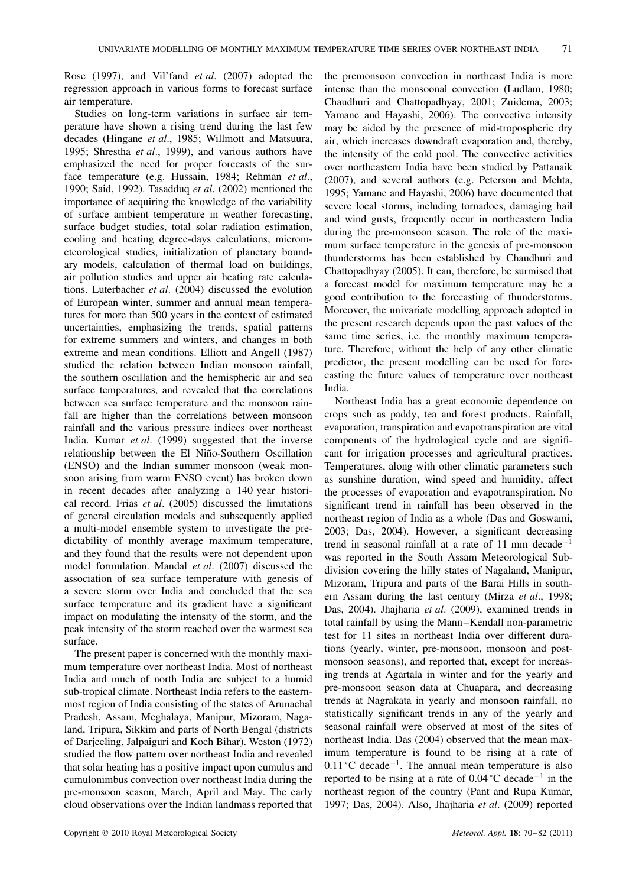Rose (1997), and Vil'fand *et al*. (2007) adopted the regression approach in various forms to forecast surface air temperature.

Studies on long-term variations in surface air temperature have shown a rising trend during the last few decades (Hingane *et al*., 1985; Willmott and Matsuura, 1995; Shrestha *et al*., 1999), and various authors have emphasized the need for proper forecasts of the surface temperature (e.g. Hussain, 1984; Rehman *et al*., 1990; Said, 1992). Tasadduq *et al*. (2002) mentioned the importance of acquiring the knowledge of the variability of surface ambient temperature in weather forecasting, surface budget studies, total solar radiation estimation, cooling and heating degree-days calculations, micrometeorological studies, initialization of planetary boundary models, calculation of thermal load on buildings, air pollution studies and upper air heating rate calculations. Luterbacher *et al*. (2004) discussed the evolution of European winter, summer and annual mean temperatures for more than 500 years in the context of estimated uncertainties, emphasizing the trends, spatial patterns for extreme summers and winters, and changes in both extreme and mean conditions. Elliott and Angell (1987) studied the relation between Indian monsoon rainfall, the southern oscillation and the hemispheric air and sea surface temperatures, and revealed that the correlations between sea surface temperature and the monsoon rainfall are higher than the correlations between monsoon rainfall and the various pressure indices over northeast India. Kumar *et al*. (1999) suggested that the inverse relationship between the El Niño-Southern Oscillation (ENSO) and the Indian summer monsoon (weak monsoon arising from warm ENSO event) has broken down in recent decades after analyzing a 140 year historical record. Frias *et al*. (2005) discussed the limitations of general circulation models and subsequently applied a multi-model ensemble system to investigate the predictability of monthly average maximum temperature, and they found that the results were not dependent upon model formulation. Mandal *et al*. (2007) discussed the association of sea surface temperature with genesis of a severe storm over India and concluded that the sea surface temperature and its gradient have a significant impact on modulating the intensity of the storm, and the peak intensity of the storm reached over the warmest sea surface.

The present paper is concerned with the monthly maximum temperature over northeast India. Most of northeast India and much of north India are subject to a humid sub-tropical climate. Northeast India refers to the easternmost region of India consisting of the states of Arunachal Pradesh, Assam, Meghalaya, Manipur, Mizoram, Nagaland, Tripura, Sikkim and parts of North Bengal (districts of Darjeeling, Jalpaiguri and Koch Bihar). Weston (1972) studied the flow pattern over northeast India and revealed that solar heating has a positive impact upon cumulus and cumulonimbus convection over northeast India during the pre-monsoon season, March, April and May. The early cloud observations over the Indian landmass reported that the premonsoon convection in northeast India is more intense than the monsoonal convection (Ludlam, 1980; Chaudhuri and Chattopadhyay, 2001; Zuidema, 2003; Yamane and Hayashi, 2006). The convective intensity may be aided by the presence of mid-tropospheric dry air, which increases downdraft evaporation and, thereby, the intensity of the cold pool. The convective activities over northeastern India have been studied by Pattanaik (2007), and several authors (e.g. Peterson and Mehta, 1995; Yamane and Hayashi, 2006) have documented that severe local storms, including tornadoes, damaging hail and wind gusts, frequently occur in northeastern India during the pre-monsoon season. The role of the maximum surface temperature in the genesis of pre-monsoon thunderstorms has been established by Chaudhuri and Chattopadhyay (2005). It can, therefore, be surmised that a forecast model for maximum temperature may be a good contribution to the forecasting of thunderstorms. Moreover, the univariate modelling approach adopted in the present research depends upon the past values of the same time series, i.e. the monthly maximum temperature. Therefore, without the help of any other climatic predictor, the present modelling can be used for forecasting the future values of temperature over northeast India.

Northeast India has a great economic dependence on crops such as paddy, tea and forest products. Rainfall, evaporation, transpiration and evapotranspiration are vital components of the hydrological cycle and are significant for irrigation processes and agricultural practices. Temperatures, along with other climatic parameters such as sunshine duration, wind speed and humidity, affect the processes of evaporation and evapotranspiration. No significant trend in rainfall has been observed in the northeast region of India as a whole (Das and Goswami, 2003; Das, 2004). However, a significant decreasing trend in seasonal rainfall at a rate of 11 mm decade$^{-1}$ was reported in the South Assam Meteorological Subdivision covering the hilly states of Nagaland, Manipur, Mizoram, Tripura and parts of the Barai Hills in southern Assam during the last century (Mirza *et al*., 1998; Das, 2004). Jhajharia *et al*. (2009), examined trends in total rainfall by using the Mann–Kendall non-parametric test for 11 sites in northeast India over different durations (yearly, winter, pre-monsoon, monsoon and postmonsoon seasons), and reported that, except for increasing trends at Agartala in winter and for the yearly and pre-monsoon season data at Chuapara, and decreasing trends at Nagrakata in yearly and monsoon rainfall, no statistically significant trends in any of the yearly and seasonal rainfall were observed at most of the sites of northeast India. Das (2004) observed that the mean maximum temperature is found to be rising at a rate of 0.11 °C decade$^{-1}$. The annual mean temperature is also reported to be rising at a rate of 0.04 °C decade$^{-1}$ in the northeast region of the country (Pant and Rupa Kumar, 1997; Das, 2004). Also, Jhajharia *et al*. (2009) reported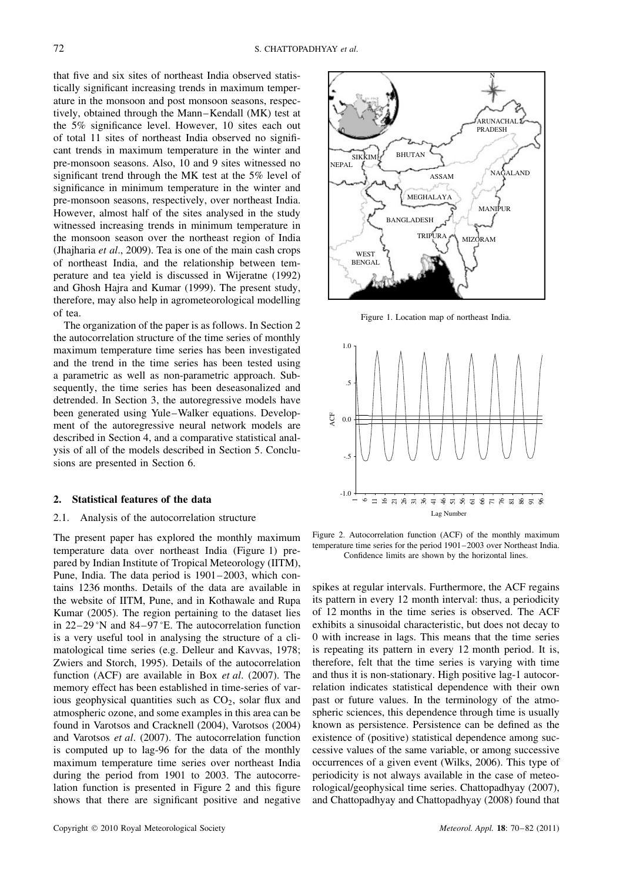that five and six sites of northeast India observed statistically significant increasing trends in maximum temperature in the monsoon and post monsoon seasons, respectively, obtained through the Mann–Kendall (MK) test at the 5% significance level. However, 10 sites each out of total 11 sites of northeast India observed no significant trends in maximum temperature in the winter and pre-monsoon seasons. Also, 10 and 9 sites witnessed no significant trend through the MK test at the 5% level of significance in minimum temperature in the winter and pre-monsoon seasons, respectively, over northeast India. However, almost half of the sites analysed in the study witnessed increasing trends in minimum temperature in the monsoon season over the northeast region of India (Jhajharia *et al*., 2009). Tea is one of the main cash crops of northeast India, and the relationship between temperature and tea yield is discussed in Wijeratne (1992) and Ghosh Hajra and Kumar (1999). The present study, therefore, may also help in agrometeorological modelling of tea.

The organization of the paper is as follows. In Section 2 the autocorrelation structure of the time series of monthly maximum temperature time series has been investigated and the trend in the time series has been tested using a parametric as well as non-parametric approach. Subsequently, the time series has been deseasonalized and detrended. In Section 3, the autoregressive models have been generated using Yule–Walker equations. Development of the autoregressive neural network models are described in Section 4, and a comparative statistical analysis of all of the models described in Section 5. Conclusions are presented in Section 6.

Figure 1. Location map of northeast India.

Figure 2. Autocorrelation function (ACF) of the monthly maximum temperature time series for the period 1901–2003 over Northeast India. Confidence limits are shown by the horizontal lines.

## 2. Statistical features of the data

### 2.1. Analysis of the autocorrelation structure

The present paper has explored the monthly maximum temperature data over northeast India (Figure 1) prepared by Indian Institute of Tropical Meteorology (IITM), Pune, India. The data period is 1901–2003, which contains 1236 months. Details of the data are available in the website of IITM, Pune, and in Kothawale and Rupa Kumar (2005). The region pertaining to the dataset lies in 22–29 °N and 84–97 °E. The autocorrelation function is a very useful tool in analysing the structure of a climatological time series (e.g. Delleur and Kavvas, 1978; Zwiers and Storch, 1995). Details of the autocorrelation function (ACF) are available in Box *et al*. (2007). The memory effect has been established in time-series of various geophysical quantities such as $CO_2$, solar flux and atmospheric ozone, and some examples in this area can be found in Varotsos and Cracknell (2004), Varotsos (2004) and Varotsos *et al*. (2007). The autocorrelation function is computed up to lag-96 for the data of the monthly maximum temperature time series over northeast India during the period from 1901 to 2003. The autocorrelation function is presented in Figure 2 and this figure shows that there are significant positive and negative spikes at regular intervals. Furthermore, the ACF regains its pattern in every 12 month interval: thus, a periodicity of 12 months in the time series is observed. The ACF exhibits a sinusoidal characteristic, but does not decay to 0 with increase in lags. This means that the time series is repeating its pattern in every 12 month period. It is, therefore, felt that the time series is varying with time and thus it is non-stationary. High positive lag-1 autocorrelation indicates statistical dependence with their own past or future values. In the terminology of the atmospheric sciences, this dependence through time is usually known as persistence. Persistence can be defined as the existence of (positive) statistical dependence among successive values of the same variable, or among successive occurrences of a given event (Wilks, 2006). This type of periodicity is not always available in the case of meteorological/geophysical time series. Chattopadhyay (2007), and Chattopadhyay and Chattopadhyay (2008) found that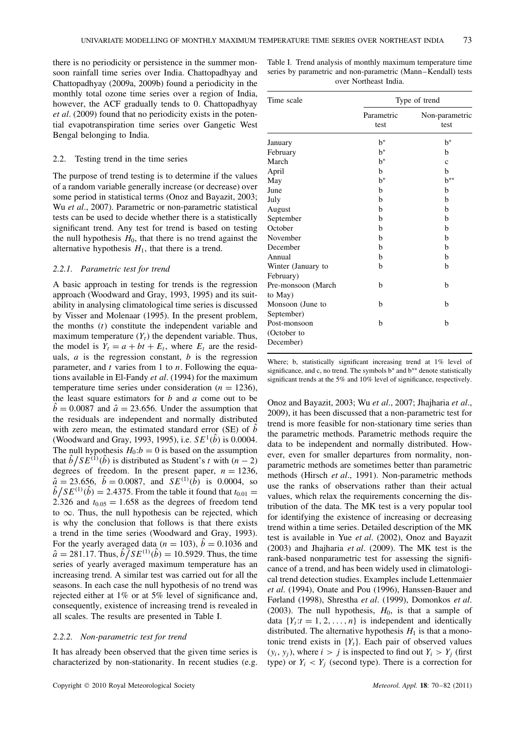there is no periodicity or persistence in the summer monsoon rainfall time series over India. Chattopadhyay and Chattopadhyay (2009a, 2009b) found a periodicity in the monthly total ozone time series over a region of India, however, the ACF gradually tends to 0. Chattopadhyay *et al*. (2009) found that no periodicity exists in the potential evapotranspiration time series over Gangetic West Bengal belonging to India.

### 2.2. Testing trend in the time series

The purpose of trend testing is to determine if the values of a random variable generally increase (or decrease) over some period in statistical terms (Onoz and Bayazit, 2003; Wu *et al*., 2007). Parametric or non-parametric statistical tests can be used to decide whether there is a statistically significant trend. Any test for trend is based on testing the null hypothesis $H_0$, that there is no trend against the alternative hypothesis $H_1$, that there is a trend.

#### *2.2.1. Parametric test for trend*

A basic approach in testing for trends is the regression approach (Woodward and Gray, 1993, 1995) and its suitability in analysing climatological time series is discussed by Visser and Molenaar (1995). In the present problem, the months ($t$) constitute the independent variable and maximum temperature ($Y_t$) the dependent variable. Thus, the model is $Y_t = a + bt + E_t$, where $E_t$ are the residuals, $a$ is the regression constant, $b$ is the regression parameter, and $t$ varies from 1 to $n$. Following the equations available in El-Fandy *et al*. (1994) for the maximum temperature time series under consideration ($n = 1236$), the least square estimators for $b$ and $a$ come out to be $\hat{b} = 0.0087$ and $\hat{a} = 23.656$. Under the assumption that the residuals are independent and normally distributed with zero mean, the estimated standard error (SE) of $\hat{b}$ (Woodward and Gray, 1993, 1995), i.e. $SE^1(\hat{b})$ is 0.0004. The null hypothesis $H_0{:}b = 0$ is based on the assumption that $\hat{b}/SE^{(1)}(\hat{b})$ is distributed as Student's $t$ with $(n-2)$ degrees of freedom. In the present paper, $n = 1236$, $\hat{a} = 23.656$, $\hat{b} = 0.0087$, and $SE^{(1)}(\hat{b})$ is 0.0004, so $\hat{b}/SE^{(1)}(\hat{b}) = 2.4375$. From the table it found that $t_{0.01} = 2.326$ and $t_{0.05} = 1.658$ as the degrees of freedom tend to $\infty$. Thus, the null hypothesis can be rejected, which is why the conclusion that follows is that there exists a trend in the time series (Woodward and Gray, 1993). For the yearly averaged data ($n = 103$), $\hat{b} = 0.1036$ and $\hat{a} = 281.17$. Thus, $\hat{b}/SE^{(1)}(\hat{b}) = 10.5929$. Thus, the time series of yearly averaged maximum temperature has an increasing trend. A similar test was carried out for all the seasons. In each case the null hypothesis of no trend was rejected either at 1% or at 5% level of significance and, consequently, existence of increasing trend is revealed in all scales. The results are presented in Table I.

#### *2.2.2. Non-parametric test for trend*

It has already been observed that the given time series is characterized by non-stationarity. In recent studies (e.g. Onoz and Bayazit, 2003; Wu *et al*., 2007; Jhajharia *et al*., 2009), it has been discussed that a non-parametric test for trend is more feasible for non-stationary time series than the parametric methods. Parametric methods require the data to be independent and normally distributed. However, even for smaller departures from normality, non-parametric methods are sometimes better than parametric methods (Hirsch *et al*., 1991). Non-parametric methods use the ranks of observations rather than their actual values, which relax the requirements concerning the distribution of the data. The MK test is a very popular tool for identifying the existence of increasing or decreasing trend within a time series. Detailed description of the MK test is available in Yue *et al*. (2002), Onoz and Bayazit (2003) and Jhajharia *et al*. (2009). The MK test is the rank-based nonparametric test for assessing the significance of a trend, and has been widely used in climatological trend detection studies. Examples include Lettenmaier *et al*. (1994), Onate and Pou (1996), Hanssen-Bauer and Førland (1998), Shrestha *et al*. (1999), Domonkos *et al*. (2003). The null hypothesis, $H_0$, is that a sample of data $\{Y_t{:}t = 1, 2, \ldots, n\}$ is independent and identically distributed. The alternative hypothesis $H_1$ is that a monotonic trend exists in $\{Y_t\}$. Each pair of observed values $(y_i, y_j)$, where $i > j$ is inspected to find out $Y_i > Y_j$ (first type) or $Y_i < Y_j$ (second type). There is a correction for

Table I. Trend analysis of monthly maximum temperature time series by parametric and non-parametric (Mann–Kendall) tests over Northeast India.

| Time scale | Type of trend | |
|---|---|---|
| | Parametric test | Non-parametric test |
| January | b* | b* |
| February | b* | b |
| March | b* | c |
| April | b | b |
| May | b* | b** |
| June | b | b |
| July | b | b |
| August | b | b |
| September | b | b |
| October | b | b |
| November | b | b |
| December | b | b |
| Annual | b | b |
| Winter (January to February) | b | b |
| Pre-monsoon (March to May) | b | b |
| Monsoon (June to September) | b | b |
| Post-monsoon (October to December) | b | b |

Where; b, statistically significant increasing trend at 1% level of significance, and c, no trend. The symbols b* and b** denote statistically significant trends at the 5% and 10% level of significance, respectively.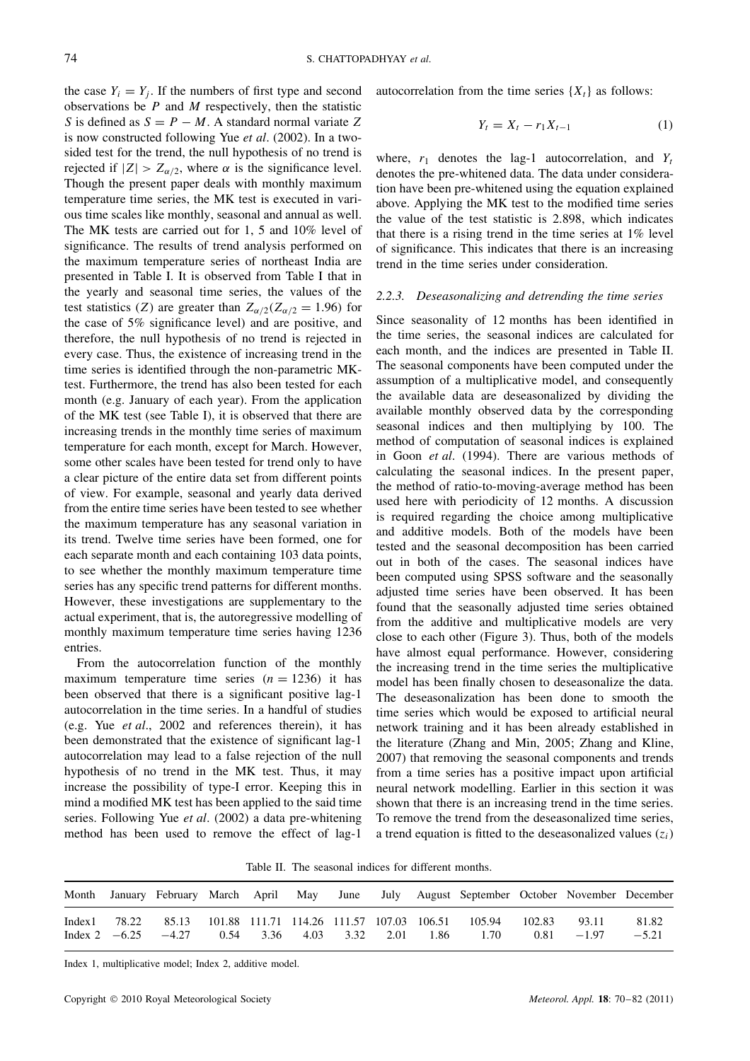the case $Y_i = Y_j$. If the numbers of first type and second observations be $P$ and $M$ respectively, then the statistic $S$ is defined as $S = P - M$. A standard normal variate $Z$ is now constructed following Yue *et al*. (2002). In a two-sided test for the trend, the null hypothesis of no trend is rejected if $|Z| > Z_{\alpha/2}$, where $\alpha$ is the significance level. Though the present paper deals with monthly maximum temperature time series, the MK test is executed in various time scales like monthly, seasonal and annual as well. The MK tests are carried out for 1, 5 and 10% level of significance. The results of trend analysis performed on the maximum temperature series of northeast India are presented in Table I. It is observed from Table I that in the yearly and seasonal time series, the values of the test statistics ($Z$) are greater than $Z_{\alpha/2}(Z_{\alpha/2} = 1.96)$ for the case of 5% significance level) and are positive, and therefore, the null hypothesis of no trend is rejected in every case. Thus, the existence of increasing trend in the time series is identified through the non-parametric MK-test. Furthermore, the trend has also been tested for each month (e.g. January of each year). From the application of the MK test (see Table I), it is observed that there are increasing trends in the monthly time series of maximum temperature for each month, except for March. However, some other scales have been tested for trend only to have a clear picture of the entire data set from different points of view. For example, seasonal and yearly data derived from the entire time series have been tested to see whether the maximum temperature has any seasonal variation in its trend. Twelve time series have been formed, one for each separate month and each containing 103 data points, to see whether the monthly maximum temperature time series has any specific trend patterns for different months. However, these investigations are supplementary to the actual experiment, that is, the autoregressive modelling of monthly maximum temperature time series having 1236 entries.

From the autocorrelation function of the monthly maximum temperature time series ($n = 1236$) it has been observed that there is a significant positive lag-1 autocorrelation in the time series. In a handful of studies (e.g. Yue *et al*., 2002 and references therein), it has been demonstrated that the existence of significant lag-1 autocorrelation may lead to a false rejection of the null hypothesis of no trend in the MK test. Thus, it may increase the possibility of type-I error. Keeping this in mind a modified MK test has been applied to the said time series. Following Yue *et al*. (2002) a data pre-whitening method has been used to remove the effect of lag-1 autocorrelation from the time series $\{X_t\}$ as follows:

$$Y_t = X_t - r_1 X_{t-1} \tag{1}$$

where, $r_1$ denotes the lag-1 autocorrelation, and $Y_t$ denotes the pre-whitened data. The data under consideration have been pre-whitened using the equation explained above. Applying the MK test to the modified time series the value of the test statistic is 2.898, which indicates that there is a rising trend in the time series at 1% level of significance. This indicates that there is an increasing trend in the time series under consideration.

### 2.2.3. Deseasonalizing and detrending the time series

Since seasonality of 12 months has been identified in the time series, the seasonal indices are calculated for each month, and the indices are presented in Table II. The seasonal components have been computed under the assumption of a multiplicative model, and consequently the available data are deseasonalized by dividing the available monthly observed data by the corresponding seasonal indices and then multiplying by 100. The method of computation of seasonal indices is explained in Goon *et al*. (1994). There are various methods of calculating the seasonal indices. In the present paper, the method of ratio-to-moving-average method has been used here with periodicity of 12 months. A discussion is required regarding the choice among multiplicative and additive models. Both of the models have been tested and the seasonal decomposition has been carried out in both of the cases. The seasonal indices have been computed using SPSS software and the seasonally adjusted time series have been observed. It has been found that the seasonally adjusted time series obtained from the additive and multiplicative models are very close to each other (Figure 3). Thus, both of the models have almost equal performance. However, considering the increasing trend in the time series the multiplicative model has been finally chosen to deseasonalize the data. The deseasonalization has been done to smooth the time series which would be exposed to artificial neural network training and it has been already established in the literature (Zhang and Min, 2005; Zhang and Kline, 2007) that removing the seasonal components and trends from a time series has a positive impact upon artificial neural network modelling. Earlier in this section it was shown that there is an increasing trend in the time series. To remove the trend from the deseasonalized time series, a trend equation is fitted to the deseasonalized values ($z_i$)

Table II. The seasonal indices for different months.

| Month | January | February | March | April | May | June | July | August | September | October | November | December |
|---|---|---|---|---|---|---|---|---|---|---|---|---|
| Index1 | 78.22 | 85.13 | 101.88 | 111.71 | 114.26 | 111.57 | 107.03 | 106.51 | 105.94 | 102.83 | 93.11 | 81.82 |
| Index 2 | −6.25 | −4.27 | 0.54 | 3.36 | 4.03 | 3.32 | 2.01 | 1.86 | 1.70 | 0.81 | −1.97 | −5.21 |

Index 1, multiplicative model; Index 2, additive model.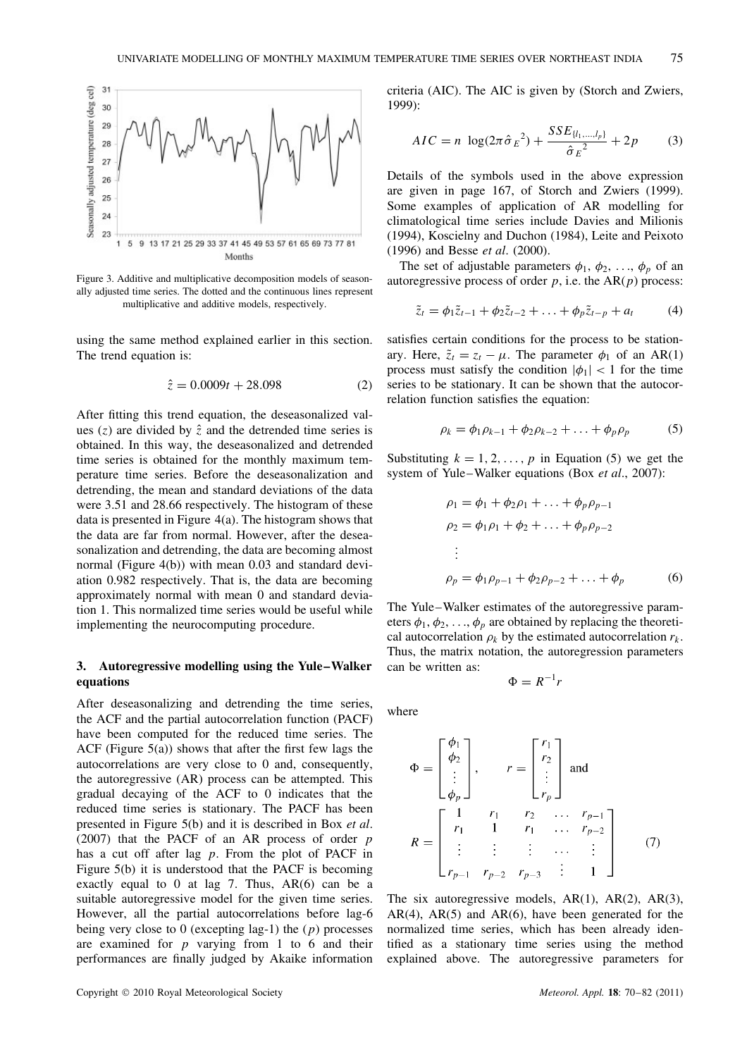Figure 3. Additive and multiplicative decomposition models of seasonally adjusted time series. The dotted and the continuous lines represent multiplicative and additive models, respectively.

using the same method explained earlier in this section. The trend equation is:

$$\hat{z} = 0.0009t + 28.098 \tag{2}$$

After fitting this trend equation, the deseasonalized values ($z$) are divided by $\hat{z}$ and the detrended time series is obtained. In this way, the deseasonalized and detrended time series is obtained for the monthly maximum temperature time series. Before the deseasonalization and detrending, the mean and standard deviations of the data were 3.51 and 28.66 respectively. The histogram of these data is presented in Figure 4(a). The histogram shows that the data are far from normal. However, after the deseasonalization and detrending, the data are becoming almost normal (Figure 4(b)) with mean 0.03 and standard deviation 0.982 respectively. That is, the data are becoming approximately normal with mean 0 and standard deviation 1. This normalized time series would be useful while implementing the neurocomputing procedure.

## 3. Autoregressive modelling using the Yule–Walker equations

After deseasonalizing and detrending the time series, the ACF and the partial autocorrelation function (PACF) have been computed for the reduced time series. The ACF (Figure 5(a)) shows that after the first few lags the autocorrelations are very close to 0 and, consequently, the autoregressive (AR) process can be attempted. This gradual decaying of the ACF to 0 indicates that the reduced time series is stationary. The PACF has been presented in Figure 5(b) and it is described in Box *et al*. (2007) that the PACF of an AR process of order $p$ has a cut off after lag $p$. From the plot of PACF in Figure 5(b) it is understood that the PACF is becoming exactly equal to 0 at lag 7. Thus, AR(6) can be a suitable autoregressive model for the given time series. However, all the partial autocorrelations before lag-6 being very close to 0 (excepting lag-1) the ($p$) processes are examined for $p$ varying from 1 to 6 and their performances are finally judged by Akaike information criteria (AIC). The AIC is given by (Storch and Zwiers, 1999):

$$AIC = n \log(2\pi \hat{\sigma}_E{}^2) + \frac{SSE_{\{l_1,\ldots,l_p\}}}{\hat{\sigma}_E{}^2} + 2p \tag{3}$$

Details of the symbols used in the above expression are given in page 167, of Storch and Zwiers (1999). Some examples of application of AR modelling for climatological time series include Davies and Milionis (1994), Koscielny and Duchon (1984), Leite and Peixoto (1996) and Besse *et al*. (2000).

The set of adjustable parameters $\phi_1, \phi_2, \ldots, \phi_p$ of an autoregressive process of order $p$, i.e. the AR($p$) process:

$$\tilde{z}_t = \phi_1 \tilde{z}_{t-1} + \phi_2 \tilde{z}_{t-2} + \ldots + \phi_p \tilde{z}_{t-p} + a_t \tag{4}$$

satisfies certain conditions for the process to be stationary. Here, $\tilde{z}_t = z_t - \mu$. The parameter $\phi_1$ of an AR(1) process must satisfy the condition $|\phi_1| < 1$ for the time series to be stationary. It can be shown that the autocorrelation function satisfies the equation:

$$\rho_k = \phi_1 \rho_{k-1} + \phi_2 \rho_{k-2} + \ldots + \phi_p \rho_p \tag{5}$$

Substituting $k = 1, 2, \ldots, p$ in Equation (5) we get the system of Yule–Walker equations (Box *et al*., 2007):

$$\begin{aligned} \rho_1 &= \phi_1 + \phi_2 \rho_1 + \ldots + \phi_p \rho_{p-1} \\ \rho_2 &= \phi_1 \rho_1 + \phi_2 + \ldots + \phi_p \rho_{p-2} \\ &\vdots \\ \rho_p &= \phi_1 \rho_{p-1} + \phi_2 \rho_{p-2} + \ldots + \phi_p \end{aligned} \tag{6}$$

The Yule–Walker estimates of the autoregressive parameters $\phi_1, \phi_2, \ldots, \phi_p$ are obtained by replacing the theoretical autocorrelation $\rho_k$ by the estimated autocorrelation $r_k$. Thus, the matrix notation, the autoregression parameters can be written as:

$$\Phi = R^{-1} r$$

where

$$\Phi = \begin{bmatrix} \phi_1 \\ \phi_2 \\ \vdots \\ \phi_p \end{bmatrix}, \quad r = \begin{bmatrix} r_1 \\ r_2 \\ \vdots \\ r_p \end{bmatrix} \text{ and}$$

$$R = \begin{bmatrix} 1 & r_1 & r_2 & \ldots & r_{p-1} \\ r_1 & 1 & r_1 & \ldots & r_{p-2} \\ \vdots & \vdots & \vdots & \ldots & \vdots \\ r_{p-1} & r_{p-2} & r_{p-3} & \vdots & 1 \end{bmatrix} \tag{7}$$

The six autoregressive models, AR(1), AR(2), AR(3), AR(4), AR(5) and AR(6), have been generated for the normalized time series, which has been already identified as a stationary time series using the method explained above. The autoregressive parameters for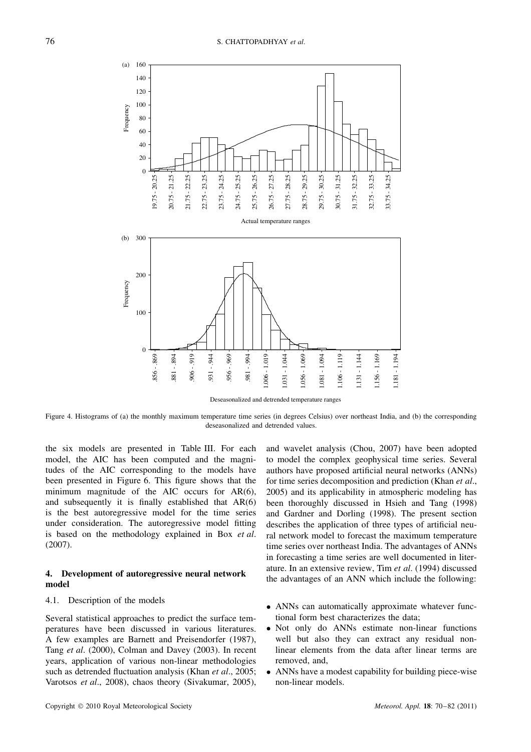Figure 4. Histograms of (a) the monthly maximum temperature time series (in degrees Celsius) over northeast India, and (b) the corresponding deseasonalized and detrended values.

the six models are presented in Table III. For each model, the AIC has been computed and the magnitudes of the AIC corresponding to the models have been presented in Figure 6. This figure shows that the minimum magnitude of the AIC occurs for AR(6), and subsequently it is finally established that AR(6) is the best autoregressive model for the time series under consideration. The autoregressive model fitting is based on the methodology explained in Box *et al*. (2007).

## 4. Development of autoregressive neural network model

### 4.1. Description of the models

Several statistical approaches to predict the surface temperatures have been discussed in various literatures. A few examples are Barnett and Preisendorfer (1987), Tang *et al*. (2000), Colman and Davey (2003). In recent years, application of various non-linear methodologies such as detrended fluctuation analysis (Khan *et al*., 2005; Varotsos *et al*., 2008), chaos theory (Sivakumar, 2005), and wavelet analysis (Chou, 2007) have been adopted to model the complex geophysical time series. Several authors have proposed artificial neural networks (ANNs) for time series decomposition and prediction (Khan *et al*., 2005) and its applicability in atmospheric modeling has been thoroughly discussed in Hsieh and Tang (1998) and Gardner and Dorling (1998). The present section describes the application of three types of artificial neural network model to forecast the maximum temperature time series over northeast India. The advantages of ANNs in forecasting a time series are well documented in literature. In an extensive review, Tim *et al*. (1994) discussed the advantages of an ANN which include the following:

- ANNs can automatically approximate whatever functional form best characterizes the data;
- Not only do ANNs estimate non-linear functions well but also they can extract any residual non-linear elements from the data after linear terms are removed, and,
- ANNs have a modest capability for building piece-wise non-linear models.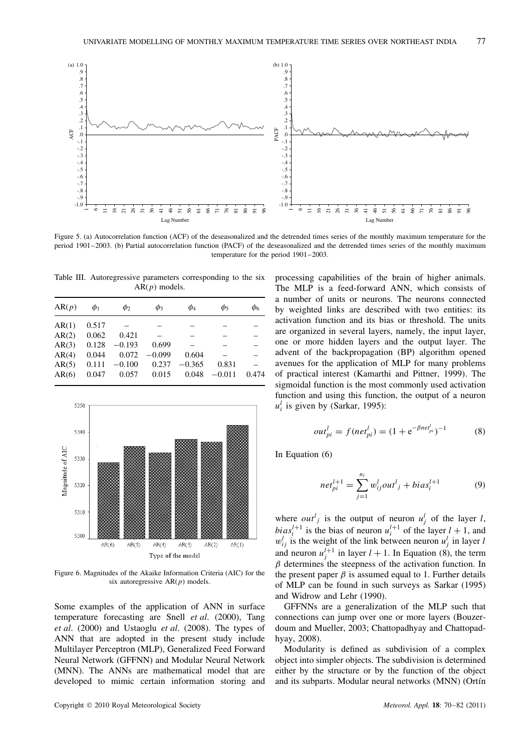Figure 5. (a) Autocorrelation function (ACF) of the deseasonalized and the detrended times series of the monthly maximum temperature for the period 1901–2003. (b) Partial autocorrelation function (PACF) of the deseasonalized and the detrended times series of the monthly maximum temperature for the period 1901–2003.

Table III. Autoregressive parameters corresponding to the six AR($p$) models.

| AR($p$) | $\phi_1$ | $\phi_2$ | $\phi_3$ | $\phi_4$ | $\phi_5$ | $\phi_6$ |
|---|---|---|---|---|---|---|
| AR(1) | 0.517 | – | – | – | – | – |
| AR(2) | 0.062 | 0.421 | – | – | – | – |
| AR(3) | 0.128 | −0.193 | 0.699 | – | – | – |
| AR(4) | 0.044 | 0.072 | −0.099 | 0.604 | – | – |
| AR(5) | 0.111 | −0.100 | 0.237 | −0.365 | 0.831 | – |
| AR(6) | 0.047 | 0.057 | 0.015 | 0.048 | −0.011 | 0.474 |

Figure 6. Magnitudes of the Akaike Information Criteria (AIC) for the six autoregressive AR($p$) models.

Some examples of the application of ANN in surface temperature forecasting are Snell *et al*. (2000), Tang *et al*. (2000) and Ustaoglu *et al*. (2008). The types of ANN that are adopted in the present study include Multilayer Perceptron (MLP), Generalized Feed Forward Neural Network (GFFNN) and Modular Neural Network (MNN). The ANNs are mathematical model that are developed to mimic certain information storing and processing capabilities of the brain of higher animals. The MLP is a feed-forward ANN, which consists of a number of units or neurons. The neurons connected by weighted links are described with two entities: its activation function and its bias or threshold. The units are organized in several layers, namely, the input layer, one or more hidden layers and the output layer. The advent of the backpropagation (BP) algorithm opened avenues for the application of MLP for many problems of practical interest (Kamarthi and Pittner, 1999). The sigmoidal function is the most commonly used activation function and using this function, the output of a neuron $u_i^l$ is given by (Sarkar, 1995):

$$out_{pi}^{l} = f(net_{pi}^{l}) = (1 + e^{-\beta net_{pi}^{l}})^{-1} \qquad (8)$$

In Equation (6)

$$net_{pi}^{l+1} = \sum_{j=1}^{n_l} w_{ij}^{l} out^{l}{}_{j} + bias_{i}^{l+1} \qquad (9)$$

where $out^l{}_j$ is the output of neuron $u_j^l$ of the layer $l$, $bias_i^{l+1}$ is the bias of neuron $u_i^{l+1}$ of the layer $l+1$, and $w_{ij}^l$ is the weight of the link between neuron $u_j^l$ in layer $l$ and neuron $u_j^{l+1}$ in layer $l+1$. In Equation (8), the term $\beta$ determines the steepness of the activation function. In the present paper $\beta$ is assumed equal to 1. Further details of MLP can be found in such surveys as Sarkar (1995) and Widrow and Lehr (1990).

GFFNNs are a generalization of the MLP such that connections can jump over one or more layers (Bouzerdoum and Mueller, 2003; Chattopadhyay and Chattopadhyay, 2008).

Modularity is defined as subdivision of a complex object into simpler objects. The subdivision is determined either by the structure or by the function of the object and its subparts. Modular neural networks (MNN) (Ortín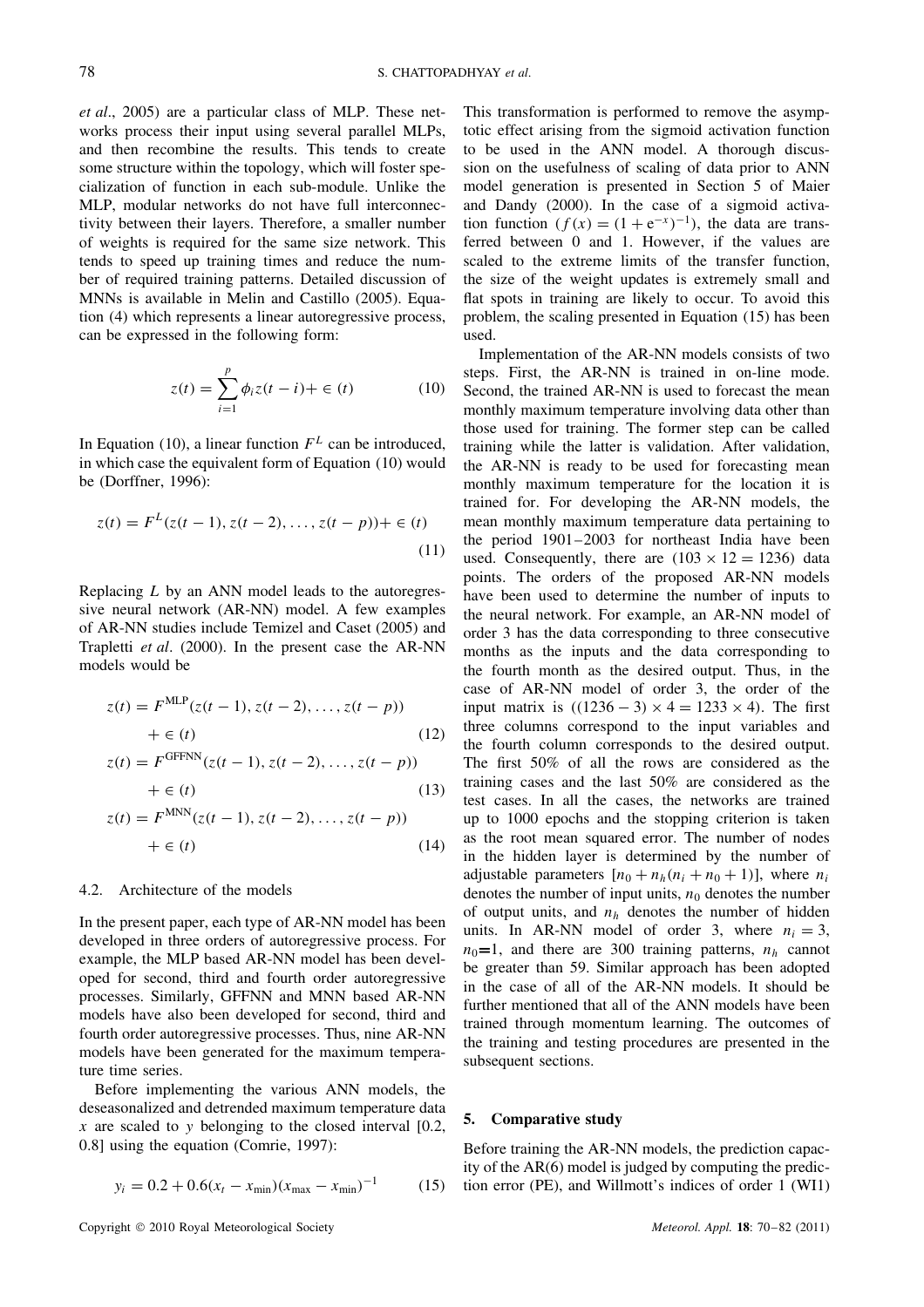*et al*., 2005) are a particular class of MLP. These networks process their input using several parallel MLPs, and then recombine the results. This tends to create some structure within the topology, which will foster specialization of function in each sub-module. Unlike the MLP, modular networks do not have full interconnectivity between their layers. Therefore, a smaller number of weights is required for the same size network. This tends to speed up training times and reduce the number of required training patterns. Detailed discussion of MNNs is available in Melin and Castillo (2005). Equation (4) which represents a linear autoregressive process, can be expressed in the following form:

$$z(t) = \sum_{i=1}^{p} \phi_i z(t-i) + \in (t) \tag{10}$$

In Equation (10), a linear function $F^L$ can be introduced, in which case the equivalent form of Equation (10) would be (Dorffner, 1996):

$$z(t) = F^L(z(t-1), z(t-2), \ldots, z(t-p)) + \in (t) \tag{11}$$

Replacing $L$ by an ANN model leads to the autoregressive neural network (AR-NN) model. A few examples of AR-NN studies include Temizel and Caset (2005) and Trapletti *et al*. (2000). In the present case the AR-NN models would be

$$z(t) = F^{\mathrm{MLP}}(z(t-1), z(t-2), \ldots, z(t-p)) + \in (t) \tag{12}$$

$$z(t) = F^{\mathrm{GFFNN}}(z(t-1), z(t-2), \ldots, z(t-p)) + \in (t) \tag{13}$$

$$z(t) = F^{\mathrm{MNN}}(z(t-1), z(t-2), \ldots, z(t-p)) + \in (t) \tag{14}$$

### 4.2. Architecture of the models

In the present paper, each type of AR-NN model has been developed in three orders of autoregressive process. For example, the MLP based AR-NN model has been developed for second, third and fourth order autoregressive processes. Similarly, GFFNN and MNN based AR-NN models have also been developed for second, third and fourth order autoregressive processes. Thus, nine AR-NN models have been generated for the maximum temperature time series.

Before implementing the various ANN models, the deseasonalized and detrended maximum temperature data $x$ are scaled to $y$ belonging to the closed interval [0.2, 0.8] using the equation (Comrie, 1997):

$$y_i = 0.2 + 0.6(x_t - x_{\min})(x_{\max} - x_{\min})^{-1} \tag{15}$$

This transformation is performed to remove the asymptotic effect arising from the sigmoid activation function to be used in the ANN model. A thorough discussion on the usefulness of scaling of data prior to ANN model generation is presented in Section 5 of Maier and Dandy (2000). In the case of a sigmoid activation function ($f(x) = (1 + \mathrm{e}^{-x})^{-1}$), the data are transferred between 0 and 1. However, if the values are scaled to the extreme limits of the transfer function, the size of the weight updates is extremely small and flat spots in training are likely to occur. To avoid this problem, the scaling presented in Equation (15) has been used.

Implementation of the AR-NN models consists of two steps. First, the AR-NN is trained in on-line mode. Second, the trained AR-NN is used to forecast the mean monthly maximum temperature involving data other than those used for training. The former step can be called training while the latter is validation. After validation, the AR-NN is ready to be used for forecasting mean monthly maximum temperature for the location it is trained for. For developing the AR-NN models, the mean monthly maximum temperature data pertaining to the period 1901–2003 for northeast India have been used. Consequently, there are $(103 \times 12 = 1236)$ data points. The orders of the proposed AR-NN models have been used to determine the number of inputs to the neural network. For example, an AR-NN model of order 3 has the data corresponding to three consecutive months as the inputs and the data corresponding to the fourth month as the desired output. Thus, in the case of AR-NN model of order 3, the order of the input matrix is $((1236 - 3) \times 4 = 1233 \times 4)$. The first three columns correspond to the input variables and the fourth column corresponds to the desired output. The first 50% of all the rows are considered as the training cases and the last 50% are considered as the test cases. In all the cases, the networks are trained up to 1000 epochs and the stopping criterion is taken as the root mean squared error. The number of nodes in the hidden layer is determined by the number of adjustable parameters $[n_0 + n_h(n_i + n_0 + 1)]$, where $n_i$ denotes the number of input units, $n_0$ denotes the number of output units, and $n_h$ denotes the number of hidden units. In AR-NN model of order 3, where $n_i = 3$, $n_0 = 1$, and there are 300 training patterns, $n_h$ cannot be greater than 59. Similar approach has been adopted in the case of all of the AR-NN models. It should be further mentioned that all of the ANN models have been trained through momentum learning. The outcomes of the training and testing procedures are presented in the subsequent sections.

## 5. Comparative study

Before training the AR-NN models, the prediction capacity of the AR(6) model is judged by computing the prediction error (PE), and Willmott's indices of order 1 (WI1)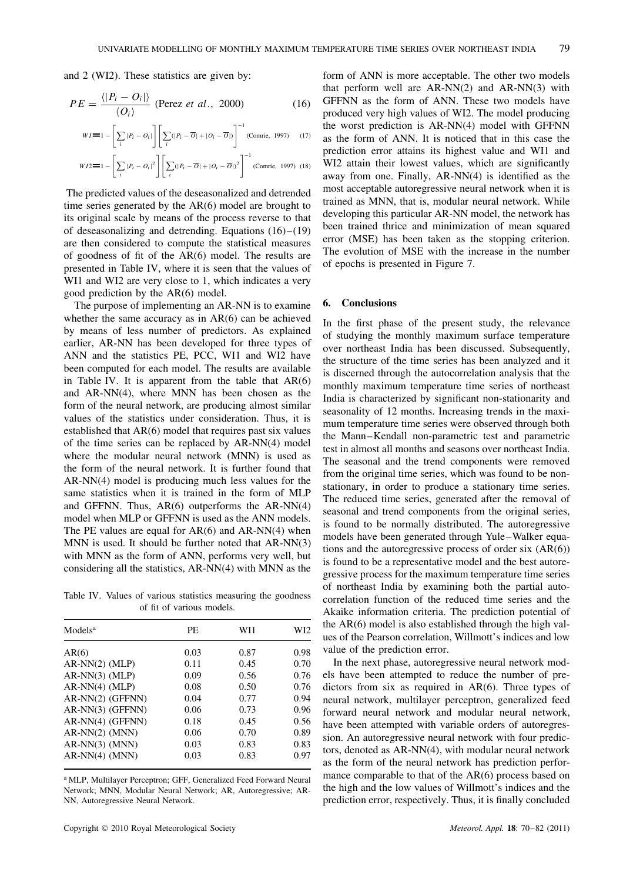and 2 (WI2). These statistics are given by:

$$PE = \frac{\langle |P_i - O_i| \rangle}{\langle O_i \rangle} \text{ (Perez } et\ al., \text{ 2000)} \quad (16)$$

$$WI = 1 - \left[ \sum_i |P_i - O_i| \right] \left[ \sum_i (|P_i - \overline{O}| + |O_i - \overline{O}|) \right]^{-1} \text{ (Comrie, 1997)} \quad (17)$$

$$WI2 = 1 - \left[ \sum_i |P_i - O_i|^2 \right] \left[ \sum_i (|P_i - \overline{O}| + |O_i - \overline{O}|)^2 \right]^{-1} \text{ (Comrie, 1997)} \quad (18)$$

The predicted values of the deseasonalized and detrended time series generated by the AR(6) model are brought to its original scale by means of the process reverse to that of deseasonalizing and detrending. Equations (16)–(19) are then considered to compute the statistical measures of goodness of fit of the AR(6) model. The results are presented in Table IV, where it is seen that the values of WI1 and WI2 are very close to 1, which indicates a very good prediction by the AR(6) model.

The purpose of implementing an AR-NN is to examine whether the same accuracy as in AR(6) can be achieved by means of less number of predictors. As explained earlier, AR-NN has been developed for three types of ANN and the statistics PE, PCC, WI1 and WI2 have been computed for each model. The results are available in Table IV. It is apparent from the table that AR(6) and AR-NN(4), where MNN has been chosen as the form of the neural network, are producing almost similar values of the statistics under consideration. Thus, it is established that AR(6) model that requires past six values of the time series can be replaced by AR-NN(4) model where the modular neural network (MNN) is used as the form of the neural network. It is further found that AR-NN(4) model is producing much less values for the same statistics when it is trained in the form of MLP and GFFNN. Thus, AR(6) outperforms the AR-NN(4) model when MLP or GFFNN is used as the ANN models. The PE values are equal for AR(6) and AR-NN(4) when MNN is used. It should be further noted that AR-NN(3) with MNN as the form of ANN, performs very well, but considering all the statistics, AR-NN(4) with MNN as the form of ANN is more acceptable. The other two models that perform well are AR-NN(2) and AR-NN(3) with GFFNN as the form of ANN. These two models have produced very high values of WI2. The model producing the worst prediction is AR-NN(4) model with GFFNN as the form of ANN. It is noticed that in this case the prediction error attains its highest value and WI1 and WI2 attain their lowest values, which are significantly away from one. Finally, AR-NN(4) is identified as the most acceptable autoregressive neural network when it is trained as MNN, that is, modular neural network. While developing this particular AR-NN model, the network has been trained thrice and minimization of mean squared error (MSE) has been taken as the stopping criterion. The evolution of MSE with the increase in the number of epochs is presented in Figure 7.

Table IV. Values of various statistics measuring the goodness of fit of various models.

| Models[a] | PE | WI1 | WI2 |
|---|---|---|---|
| AR(6) | 0.03 | 0.87 | 0.98 |
| AR-NN(2) (MLP) | 0.11 | 0.45 | 0.70 |
| AR-NN(3) (MLP) | 0.09 | 0.56 | 0.76 |
| AR-NN(4) (MLP) | 0.08 | 0.50 | 0.76 |
| AR-NN(2) (GFFNN) | 0.04 | 0.77 | 0.94 |
| AR-NN(3) (GFFNN) | 0.06 | 0.73 | 0.96 |
| AR-NN(4) (GFFNN) | 0.18 | 0.45 | 0.56 |
| AR-NN(2) (MNN) | 0.06 | 0.70 | 0.89 |
| AR-NN(3) (MNN) | 0.03 | 0.83 | 0.83 |
| AR-NN(4) (MNN) | 0.03 | 0.83 | 0.97 |

[a] MLP, Multilayer Perceptron; GFF, Generalized Feed Forward Neural Network; MNN, Modular Neural Network; AR, Autoregressive; AR-NN, Autoregressive Neural Network.

## 6. Conclusions

In the first phase of the present study, the relevance of studying the monthly maximum surface temperature over northeast India has been discussed. Subsequently, the structure of the time series has been analyzed and it is discerned through the autocorrelation analysis that the monthly maximum temperature time series of northeast India is characterized by significant non-stationarity and seasonality of 12 months. Increasing trends in the maximum temperature time series were observed through both the Mann–Kendall non-parametric test and parametric test in almost all months and seasons over northeast India. The seasonal and the trend components were removed from the original time series, which was found to be non-stationary, in order to produce a stationary time series. The reduced time series, generated after the removal of seasonal and trend components from the original series, is found to be normally distributed. The autoregressive models have been generated through Yule–Walker equations and the autoregressive process of order six (AR(6)) is found to be a representative model and the best autoregressive process for the maximum temperature time series of northeast India by examining both the partial autocorrelation function of the reduced time series and the Akaike information criteria. The prediction potential of the AR(6) model is also established through the high values of the Pearson correlation, Willmott's indices and low value of the prediction error.

In the next phase, autoregressive neural network models have been attempted to reduce the number of predictors from six as required in AR(6). Three types of neural network, multilayer perceptron, generalized feed forward neural network and modular neural network, have been attempted with variable orders of autoregression. An autoregressive neural network with four predictors, denoted as AR-NN(4), with modular neural network as the form of the neural network has prediction performance comparable to that of the AR(6) process based on the high and the low values of Willmott's indices and the prediction error, respectively. Thus, it is finally concluded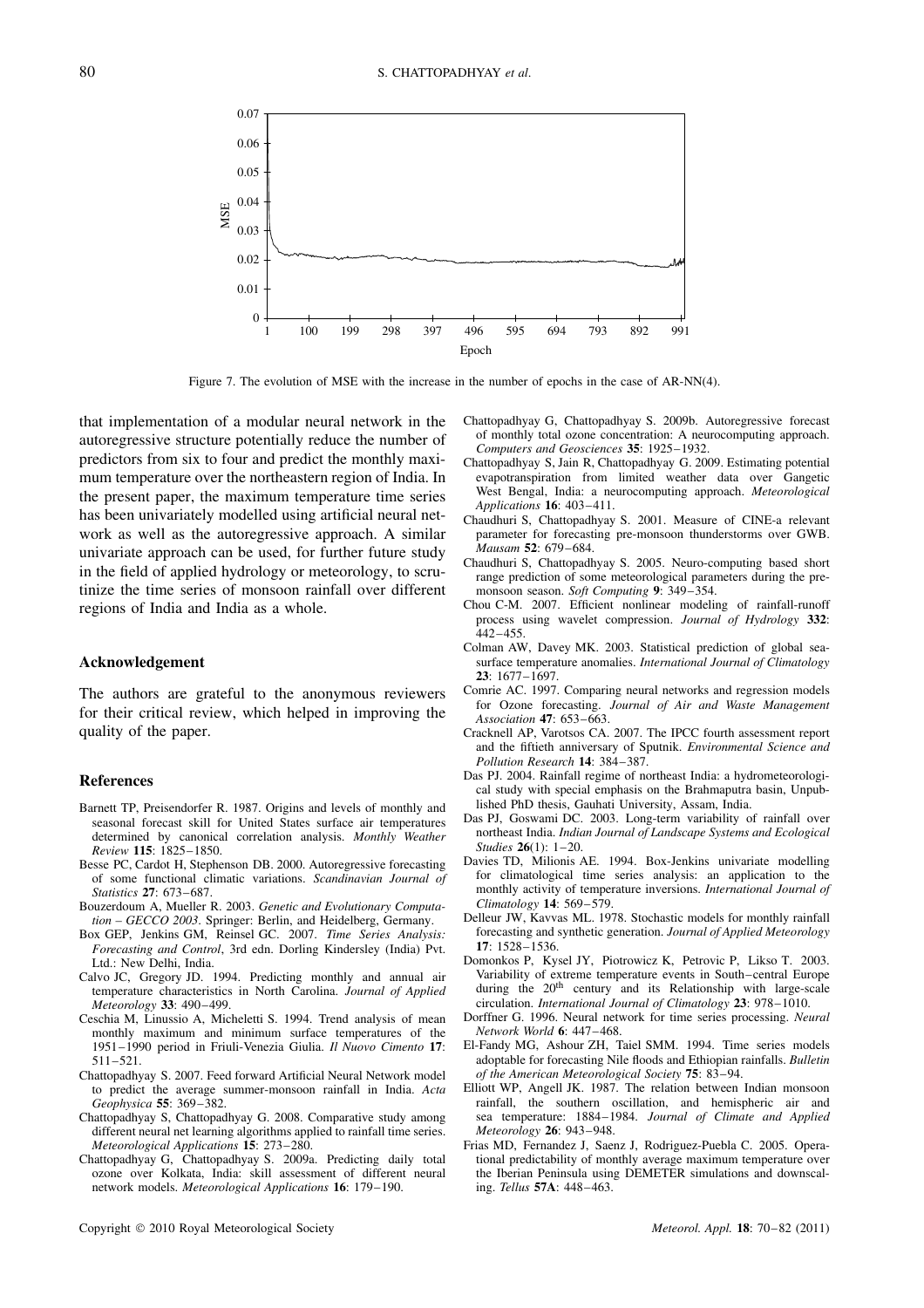Figure 7. The evolution of MSE with the increase in the number of epochs in the case of AR-NN(4).

that implementation of a modular neural network in the autoregressive structure potentially reduce the number of predictors from six to four and predict the monthly maximum temperature over the northeastern region of India. In the present paper, the maximum temperature time series has been univariately modelled using artificial neural network as well as the autoregressive approach. A similar univariate approach can be used, for further future study in the field of applied hydrology or meteorology, to scrutinize the time series of monsoon rainfall over different regions of India and India as a whole.

## Acknowledgement

The authors are grateful to the anonymous reviewers for their critical review, which helped in improving the quality of the paper.

## References

Barnett TP, Preisendorfer R. 1987. Origins and levels of monthly and seasonal forecast skill for United States surface air temperatures determined by canonical correlation analysis. *Monthly Weather Review* **115**: 1825–1850.

Besse PC, Cardot H, Stephenson DB. 2000. Autoregressive forecasting of some functional climatic variations. *Scandinavian Journal of Statistics* **27**: 673–687.

Bouzerdoum A, Mueller R. 2003. *Genetic and Evolutionary Computation – GECCO 2003*. Springer: Berlin, and Heidelberg, Germany.

Box GEP, Jenkins GM, Reinsel GC. 2007. *Time Series Analysis: Forecasting and Control*, 3rd edn. Dorling Kindersley (India) Pvt. Ltd.: New Delhi, India.

Calvo JC, Gregory JD. 1994. Predicting monthly and annual air temperature characteristics in North Carolina. *Journal of Applied Meteorology* **33**: 490–499.

Ceschia M, Linussio A, Micheletti S. 1994. Trend analysis of mean monthly maximum and minimum surface temperatures of the 1951–1990 period in Friuli-Venezia Giulia. *Il Nuovo Cimento* **17**: 511–521.

Chattopadhyay S. 2007. Feed forward Artificial Neural Network model to predict the average summer-monsoon rainfall in India. *Acta Geophysica* **55**: 369–382.

Chattopadhyay S, Chattopadhyay G. 2008. Comparative study among different neural net learning algorithms applied to rainfall time series. *Meteorological Applications* **15**: 273–280.

Chattopadhyay G, Chattopadhyay S. 2009a. Predicting daily total ozone over Kolkata, India: skill assessment of different neural network models. *Meteorological Applications* **16**: 179–190.

Chattopadhyay G, Chattopadhyay S. 2009b. Autoregressive forecast of monthly total ozone concentration: A neurocomputing approach. *Computers and Geosciences* **35**: 1925–1932.

Chattopadhyay S, Jain R, Chattopadhyay G. 2009. Estimating potential evapotranspiration from limited weather data over Gangetic West Bengal, India: a neurocomputing approach. *Meteorological Applications* **16**: 403–411.

Chaudhuri S, Chattopadhyay S. 2001. Measure of CINE-a relevant parameter for forecasting pre-monsoon thunderstorms over GWB. *Mausam* **52**: 679–684.

Chaudhuri S, Chattopadhyay S. 2005. Neuro-computing based short range prediction of some meteorological parameters during the pre-monsoon season. *Soft Computing* **9**: 349–354.

Chou C-M. 2007. Efficient nonlinear modeling of rainfall-runoff process using wavelet compression. *Journal of Hydrology* **332**: 442–455.

Colman AW, Davey MK. 2003. Statistical prediction of global sea-surface temperature anomalies. *International Journal of Climatology* **23**: 1677–1697.

Comrie AC. 1997. Comparing neural networks and regression models for Ozone forecasting. *Journal of Air and Waste Management Association* **47**: 653–663.

Cracknell AP, Varotsos CA. 2007. The IPCC fourth assessment report and the fiftieth anniversary of Sputnik. *Environmental Science and Pollution Research* **14**: 384–387.

Das PJ. 2004. Rainfall regime of northeast India: a hydrometeorological study with special emphasis on the Brahmaputra basin, Unpublished PhD thesis, Gauhati University, Assam, India.

Das PJ, Goswami DC. 2003. Long-term variability of rainfall over northeast India. *Indian Journal of Landscape Systems and Ecological Studies* **26**(1): 1–20.

Davies TD, Milionis AE. 1994. Box-Jenkins univariate modelling for climatological time series analysis: an application to the monthly activity of temperature inversions. *International Journal of Climatology* **14**: 569–579.

Delleur JW, Kavvas ML. 1978. Stochastic models for monthly rainfall forecasting and synthetic generation. *Journal of Applied Meteorology* **17**: 1528–1536.

Domonkos P, Kysel JY, Piotrowicz K, Petrovic P, Likso T. 2003. Variability of extreme temperature events in South–central Europe during the 20th century and its Relationship with large-scale circulation. *International Journal of Climatology* **23**: 978–1010.

Dorffner G. 1996. Neural network for time series processing. *Neural Network World* **6**: 447–468.

El-Fandy MG, Ashour ZH, Taiel SMM. 1994. Time series models adoptable for forecasting Nile floods and Ethiopian rainfalls. *Bulletin of the American Meteorological Society* **75**: 83–94.

Elliott WP, Angell JK. 1987. The relation between Indian monsoon rainfall, the southern oscillation, and hemispheric air and sea temperature: 1884–1984. *Journal of Climate and Applied Meteorology* **26**: 943–948.

Frias MD, Fernandez J, Saenz J, Rodriguez-Puebla C. 2005. Operational predictability of monthly average maximum temperature over the Iberian Peninsula using DEMETER simulations and downscaling. *Tellus* **57A**: 448–463.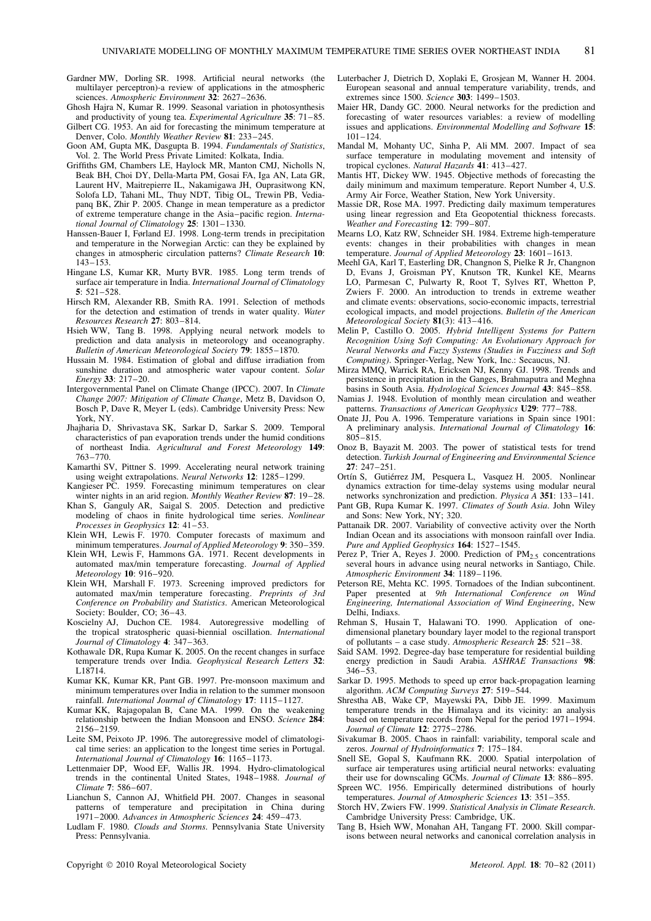Gardner MW, Dorling SR. 1998. Artificial neural networks (the multilayer perceptron)-a review of applications in the atmospheric sciences. *Atmospheric Environment* **32**: 2627–2636.

Ghosh Hajra N, Kumar R. 1999. Seasonal variation in photosynthesis and productivity of young tea. *Experimental Agriculture* **35**: 71–85.

Gilbert CG. 1953. An aid for forecasting the minimum temperature at Denver, Colo. *Monthly Weather Review* **81**: 233–245.

Goon AM, Gupta MK, Dasgupta B. 1994. *Fundamentals of Statistics*, Vol. 2. The World Press Private Limited: Kolkata, India.

Griffiths GM, Chambers LE, Haylock MR, Manton CMJ, Nicholls N, Beak BH, Choi DY, Della-Marta PM, Gosai FA, Iga AN, Lata GR, Laurent HV, Maitrepierre IL, Nakamigawa JH, Ouprasitwong KN, Solofa LD, Tahani ML, Thuy NDT, Tibig OL, Trewin PB, Vediapanq BK, Zhir P. 2005. Change in mean temperature as a predictor of extreme temperature change in the Asia–pacific region. *International Journal of Climatology* **25**: 1301–1330.

Hanssen-Bauer I, Førland EJ. 1998. Long-term trends in precipitation and temperature in the Norwegian Arctic: can they be explained by changes in atmospheric circulation patterns? *Climate Research* **10**: 143–153.

Hingane LS, Kumar KR, Murty BVR. 1985. Long term trends of surface air temperature in India. *International Journal of Climatology* **5**: 521–528.

Hirsch RM, Alexander RB, Smith RA. 1991. Selection of methods for the detection and estimation of trends in water quality. *Water Resources Research* **27**: 803–814.

Hsieh WW, Tang B. 1998. Applying neural network models to prediction and data analysis in meteorology and oceanography. *Bulletin of American Meteorological Society* **79**: 1855–1870.

Hussain M. 1984. Estimation of global and diffuse irradiation from sunshine duration and atmospheric water vapour content. *Solar Energy* **33**: 217–20.

Intergovernmental Panel on Climate Change (IPCC). 2007. In *Climate Change 2007: Mitigation of Climate Change*, Metz B, Davidson O, Bosch P, Dave R, Meyer L (eds). Cambridge University Press: New York, NY.

Jhajharia D, Shrivastava SK, Sarkar D, Sarkar S. 2009. Temporal characteristics of pan evaporation trends under the humid conditions of northeast India. *Agricultural and Forest Meteorology* **149**: 763–770.

Kamarthi SV, Pittner S. 1999. Accelerating neural network training using weight extrapolations. *Neural Networks* **12**: 1285–1299.

Kangieser PC. 1959. Forecasting minimum temperatures on clear winter nights in an arid region. *Monthly Weather Review* **87**: 19–28.

Khan S, Ganguly AR, Saigal S. 2005. Detection and predictive modeling of chaos in finite hydrological time series. *Nonlinear Processes in Geophysics* **12**: 41–53.

Klein WH, Lewis F. 1970. Computer forecasts of maximum and minimum temperatures. *Journal of Applied Meteorology* **9**: 350–359.

Klein WH, Lewis F, Hammons GA. 1971. Recent developments in automated max/min temperature forecasting. *Journal of Applied Meteorology* **10**: 916–920.

Klein WH, Marshall F. 1973. Screening improved predictors for automated max/min temperature forecasting. *Preprints of 3rd Conference on Probability and Statistics*. American Meteorological Society: Boulder, CO; 36–43.

Koscielny AJ, Duchon CE. 1984. Autoregressive modelling of the tropical stratospheric quasi-biennial oscillation. *International Journal of Climatology* **4**: 347–363.

Kothawale DR, Rupa Kumar K. 2005. On the recent changes in surface temperature trends over India. *Geophysical Research Letters* **32**: L18714.

Kumar KK, Kumar KR, Pant GB. 1997. Pre-monsoon maximum and minimum temperatures over India in relation to the summer monsoon rainfall. *International Journal of Climatology* **17**: 1115–1127.

Kumar KK, Rajagopalan B, Cane MA. 1999. On the weakening relationship between the Indian Monsoon and ENSO. *Science* **284**: 2156–2159.

Leite SM, Peixoto JP. 1996. The autoregressive model of climatological time series: an application to the longest time series in Portugal. *International Journal of Climatology* **16**: 1165–1173.

Lettenmaier DP, Wood EF, Wallis JR. 1994. Hydro-climatological trends in the continental United States, 1948–1988. *Journal of Climate* **7**: 586–607.

Lianchun S, Cannon AJ, Whitfield PH. 2007. Changes in seasonal patterns of temperature and precipitation in China during 1971–2000. *Advances in Atmospheric Sciences* **24**: 459–473.

Ludlam F. 1980. *Clouds and Storms*. Pennsylvania State University Press: Pennsylvania.

Luterbacher J, Dietrich D, Xoplaki E, Grosjean M, Wanner H. 2004. European seasonal and annual temperature variability, trends, and extremes since 1500. *Science* **303**: 1499–1503.

Maier HR, Dandy GC. 2000. Neural networks for the prediction and forecasting of water resources variables: a review of modelling issues and applications. *Environmental Modelling and Software* **15**: 101–124.

Mandal M, Mohanty UC, Sinha P, Ali MM. 2007. Impact of sea surface temperature in modulating movement and intensity of tropical cyclones. *Natural Hazards* **41**: 413–427.

Mantis HT, Dickey WW. 1945. Objective methods of forecasting the daily minimum and maximum temperature. Report Number 4, U.S. Army Air Force, Weather Station, New York University.

Massie DR, Rose MA. 1997. Predicting daily maximum temperatures using linear regression and Eta Geopotential thickness forecasts. *Weather and Forecasting* **12**: 799–807.

Mearns LO, Katz RW, Schneider SH. 1984. Extreme high-temperature events: changes in their probabilities with changes in mean temperature. *Journal of Applied Meteorology* **23**: 1601–1613.

Meehl GA, Karl T, Easterling DR, Changnon S, Pielke R Jr, Changnon D, Evans J, Groisman PY, Knutson TR, Kunkel KE, Mearns LO, Parmesan C, Pulwarty R, Root T, Sylves RT, Whetton P, Zwiers F. 2000. An introduction to trends in extreme weather and climate events: observations, socio-economic impacts, terrestrial ecological impacts, and model projections. *Bulletin of the American Meteorological Society* **81**(3): 413–416.

Melin P, Castillo O. 2005. *Hybrid Intelligent Systems for Pattern Recognition Using Soft Computing: An Evolutionary Approach for Neural Networks and Fuzzy Systems (Studies in Fuzziness and Soft Computing)*. Springer-Verlag, New York, Inc.: Secaucus, NJ.

Mirza MMQ, Warrick RA, Ericksen NJ, Kenny GJ. 1998. Trends and persistence in precipitation in the Ganges, Brahmaputra and Meghna basins in South Asia. *Hydrological Sciences Journal* **43**: 845–858.

Namias J. 1948. Evolution of monthly mean circulation and weather patterns. *Transactions of American Geophysics* **U29**: 777–788.

Onate JJ, Pou A. 1996. Temperature variations in Spain since 1901: A preliminary analysis. *International Journal of Climatology* **16**: 805–815.

Onoz B, Bayazit M. 2003. The power of statistical tests for trend detection. *Turkish Journal of Engineering and Environmental Science* **27**: 247–251.

Ortín S, Gutiérrez JM, Pesquera L, Vasquez H. 2005. Nonlinear dynamics extraction for time-delay systems using modular neural networks synchronization and prediction. *Physica A* **351**: 133–141.

Pant GB, Rupa Kumar K. 1997. *Climates of South Asia*. John Wiley and Sons: New York, NY; 320.

Pattanaik DR. 2007. Variability of convective activity over the North Indian Ocean and its associations with monsoon rainfall over India. *Pure and Applied Geophysics* **164**: 1527–1545.

Perez P, Trier A, Reyes J. 2000. Prediction of $PM_{2.5}$ concentrations several hours in advance using neural networks in Santiago, Chile. *Atmospheric Environment* **34**: 1189–1196.

Peterson RE, Mehta KC. 1995. Tornadoes of the Indian subcontinent. Paper presented at *9th International Conference on Wind Engineering, International Association of Wind Engineering*, New Delhi, Indiaxs.

Rehman S, Husain T, Halawani TO. 1990. Application of one-dimensional planetary boundary layer model to the regional transport of pollutants – a case study. *Atmospheric Research* **25**: 521–38.

Said SAM. 1992. Degree-day base temperature for residential building energy prediction in Saudi Arabia. *ASHRAE Transactions* **98**: 346–53.

Sarkar D. 1995. Methods to speed up error back-propagation learning algorithm. *ACM Computing Surveys* **27**: 519–544.

Shrestha AB, Wake CP, Mayewski PA, Dibb JE. 1999. Maximum temperature trends in the Himalaya and its vicinity: an analysis based on temperature records from Nepal for the period 1971–1994. *Journal of Climate* **12**: 2775–2786.

Sivakumar B. 2005. Chaos in rainfall: variability, temporal scale and zeros. *Journal of Hydroinformatics* **7**: 175–184.

Snell SE, Gopal S, Kaufmann RK. 2000. Spatial interpolation of surface air temperatures using artificial neural networks: evaluating their use for downscaling GCMs. *Journal of Climate* **13**: 886–895.

Spreen WC. 1956. Empirically determined distributions of hourly temperatures. *Journal of Atmospheric Sciences* **13**: 351–355.

Storch HV, Zwiers FW. 1999. *Statistical Analysis in Climate Research*. Cambridge University Press: Cambridge, UK.

Tang B, Hsieh WW, Monahan AH, Tangang FT. 2000. Skill comparisons between neural networks and canonical correlation analysis in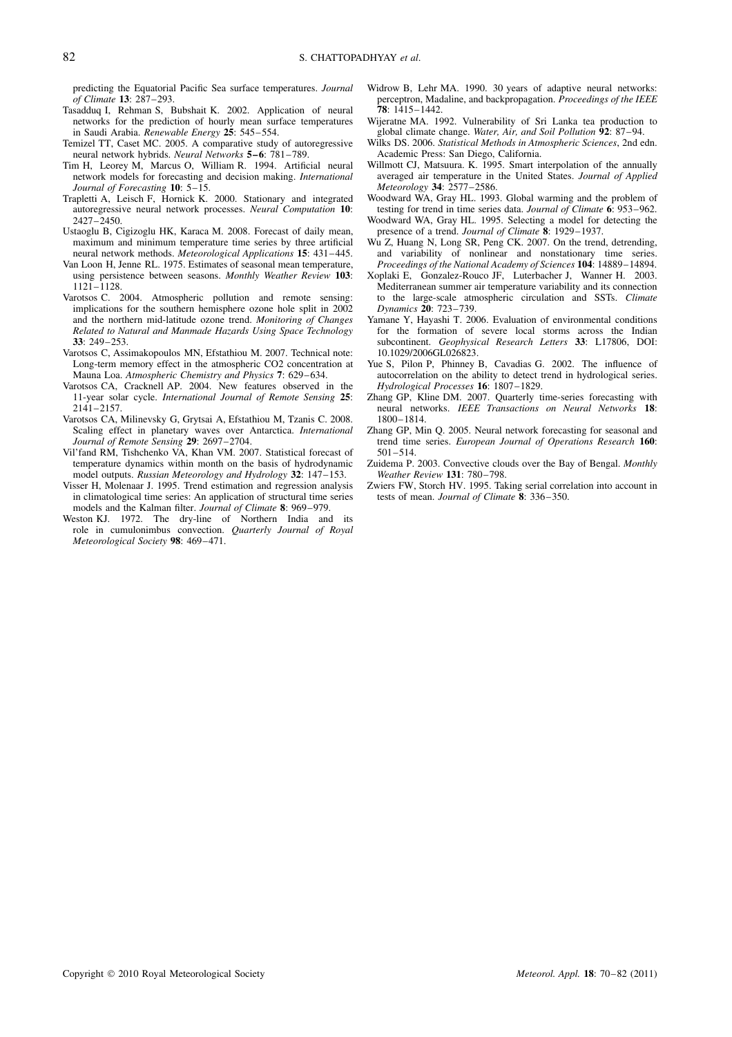predicting the Equatorial Pacific Sea surface temperatures. *Journal of Climate* **13**: 287–293.

Tasadduq I, Rehman S, Bubshait K. 2002. Application of neural networks for the prediction of hourly mean surface temperatures in Saudi Arabia. *Renewable Energy* **25**: 545–554.

Temizel TT, Caset MC. 2005. A comparative study of autoregressive neural network hybrids. *Neural Networks* **5–6**: 781–789.

Tim H, Leorey M, Marcus O, William R. 1994. Artificial neural network models for forecasting and decision making. *International Journal of Forecasting* **10**: 5–15.

Trapletti A, Leisch F, Hornick K. 2000. Stationary and integrated autoregressive neural network processes. *Neural Computation* **10**: 2427–2450.

Ustaoglu B, Cigizoglu HK, Karaca M. 2008. Forecast of daily mean, maximum and minimum temperature time series by three artificial neural network methods. *Meteorological Applications* **15**: 431–445.

Van Loon H, Jenne RL. 1975. Estimates of seasonal mean temperature, using persistence between seasons. *Monthly Weather Review* **103**: 1121–1128.

Varotsos C. 2004. Atmospheric pollution and remote sensing: implications for the southern hemisphere ozone hole split in 2002 and the northern mid-latitude ozone trend. *Monitoring of Changes Related to Natural and Manmade Hazards Using Space Technology* **33**: 249–253.

Varotsos C, Assimakopoulos MN, Efstathiou M. 2007. Technical note: Long-term memory effect in the atmospheric CO2 concentration at Mauna Loa. *Atmospheric Chemistry and Physics* **7**: 629–634.

Varotsos CA, Cracknell AP. 2004. New features observed in the 11-year solar cycle. *International Journal of Remote Sensing* **25**: 2141–2157.

Varotsos CA, Milinevsky G, Grytsai A, Efstathiou M, Tzanis C. 2008. Scaling effect in planetary waves over Antarctica. *International Journal of Remote Sensing* **29**: 2697–2704.

Vil'fand RM, Tishchenko VA, Khan VM. 2007. Statistical forecast of temperature dynamics within month on the basis of hydrodynamic model outputs. *Russian Meteorology and Hydrology* **32**: 147–153.

Visser H, Molenaar J. 1995. Trend estimation and regression analysis in climatological time series: An application of structural time series models and the Kalman filter. *Journal of Climate* **8**: 969–979.

Weston KJ. 1972. The dry-line of Northern India and its role in cumulonimbus convection. *Quarterly Journal of Royal Meteorological Society* **98**: 469–471.

Widrow B, Lehr MA. 1990. 30 years of adaptive neural networks: perceptron, Madaline, and backpropagation. *Proceedings of the IEEE* **78**: 1415–1442.

Wijeratne MA. 1992. Vulnerability of Sri Lanka tea production to global climate change. *Water, Air, and Soil Pollution* **92**: 87–94.

Wilks DS. 2006. *Statistical Methods in Atmospheric Sciences*, 2nd edn. Academic Press: San Diego, California.

Willmott CJ, Matsuura. K. 1995. Smart interpolation of the annually averaged air temperature in the United States. *Journal of Applied Meteorology* **34**: 2577–2586.

Woodward WA, Gray HL. 1993. Global warming and the problem of testing for trend in time series data. *Journal of Climate* **6**: 953–962.

Woodward WA, Gray HL. 1995. Selecting a model for detecting the presence of a trend. *Journal of Climate* **8**: 1929–1937.

Wu Z, Huang N, Long SR, Peng CK. 2007. On the trend, detrending, and variability of nonlinear and nonstationary time series. *Proceedings of the National Academy of Sciences* **104**: 14889–14894.

Xoplaki E, Gonzalez-Rouco JF, Luterbacher J, Wanner H. 2003. Mediterranean summer air temperature variability and its connection to the large-scale atmospheric circulation and SSTs. *Climate Dynamics* **20**: 723–739.

Yamane Y, Hayashi T. 2006. Evaluation of environmental conditions for the formation of severe local storms across the Indian subcontinent. *Geophysical Research Letters* **33**: L17806, DOI: 10.1029/2006GL026823.

Yue S, Pilon P, Phinney B, Cavadias G. 2002. The influence of autocorrelation on the ability to detect trend in hydrological series. *Hydrological Processes* **16**: 1807–1829.

Zhang GP, Kline DM. 2007. Quarterly time-series forecasting with neural networks. *IEEE Transactions on Neural Networks* **18**: 1800–1814.

Zhang GP, Min Q. 2005. Neural network forecasting for seasonal and trend time series. *European Journal of Operations Research* **160**: 501–514.

Zuidema P. 2003. Convective clouds over the Bay of Bengal. *Monthly Weather Review* **131**: 780–798.

Zwiers FW, Storch HV. 1995. Taking serial correlation into account in tests of mean. *Journal of Climate* **8**: 336–350.